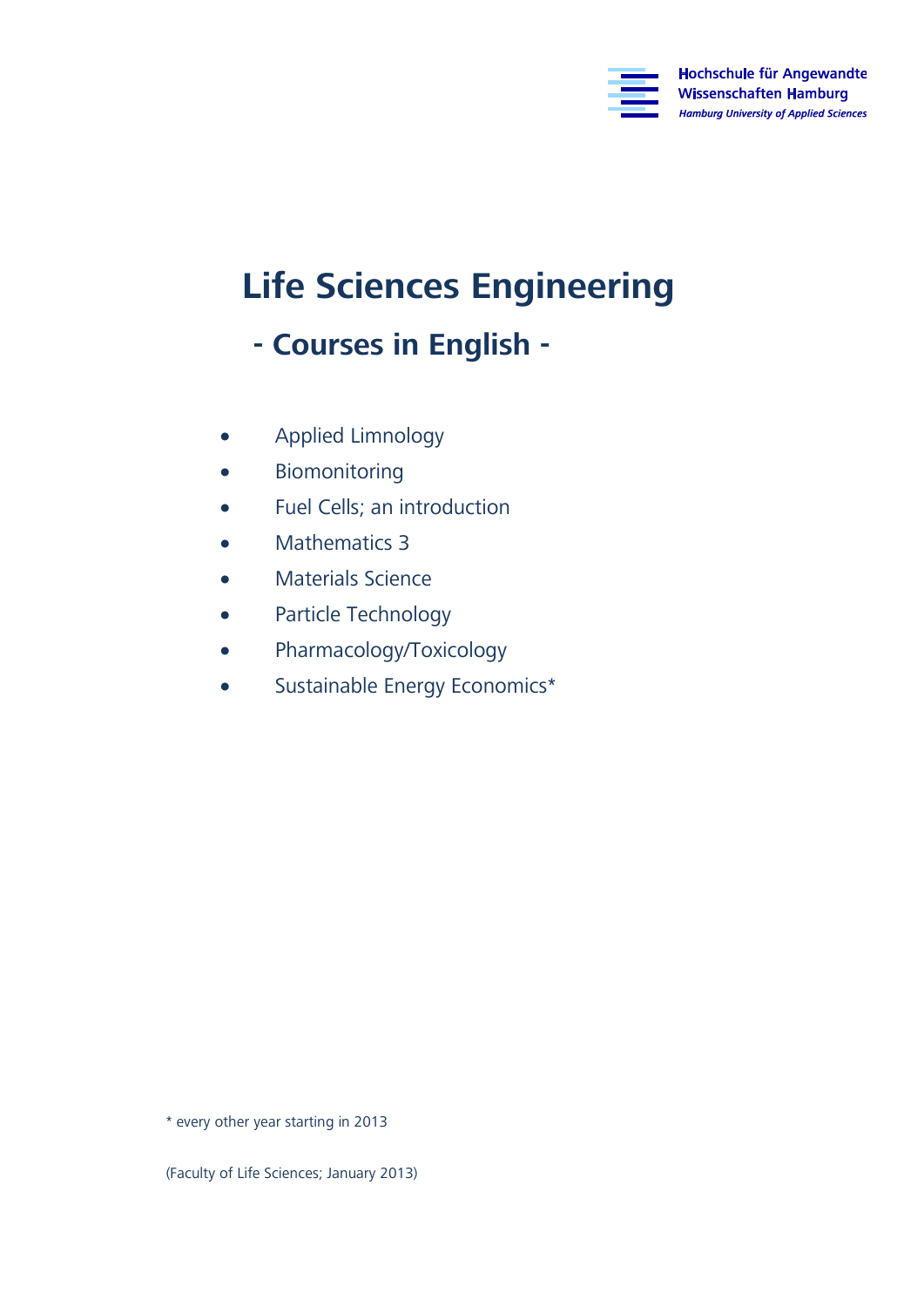Hochschule für Angewandte Wissenschaften Hamburg
*Hamburg University of Applied Sciences*

# Life Sciences Engineering

## - Courses in English -

- Applied Limnology
- Biomonitoring
- Fuel Cells; an introduction
- Mathematics 3
- Materials Science
- Particle Technology
- Pharmacology/Toxicology
- Sustainable Energy Economics*

* every other year starting in 2013

(Faculty of Life Sciences; January 2013)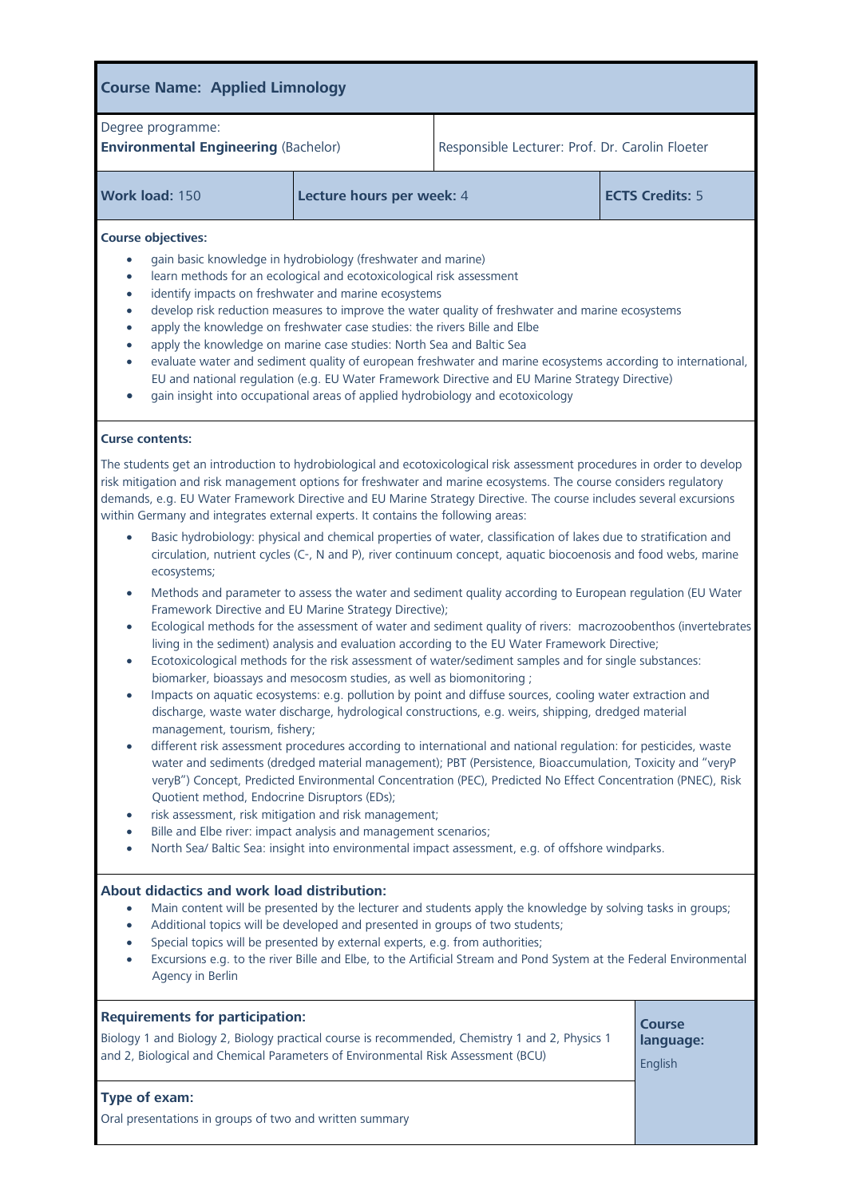## Course Name: Applied Limnology

| Degree programme: **Environmental Engineering** (Bachelor) | Responsible Lecturer: Prof. Dr. Carolin Floeter |
|---|---|

| **Work load:** 150 | **Lecture hours per week:** 4 | **ECTS Credits:** 5 |
|---|---|---|

**Course objectives:**

- gain basic knowledge in hydrobiology (freshwater and marine)
- learn methods for an ecological and ecotoxicological risk assessment
- identify impacts on freshwater and marine ecosystems
- develop risk reduction measures to improve the water quality of freshwater and marine ecosystems
- apply the knowledge on freshwater case studies: the rivers Bille and Elbe
- apply the knowledge on marine case studies: North Sea and Baltic Sea
- evaluate water and sediment quality of european freshwater and marine ecosystems according to international, EU and national regulation (e.g. EU Water Framework Directive and EU Marine Strategy Directive)
- gain insight into occupational areas of applied hydrobiology and ecotoxicology

**Curse contents:**

The students get an introduction to hydrobiological and ecotoxicological risk assessment procedures in order to develop risk mitigation and risk management options for freshwater and marine ecosystems. The course considers regulatory demands, e.g. EU Water Framework Directive and EU Marine Strategy Directive. The course includes several excursions within Germany and integrates external experts. It contains the following areas:

- Basic hydrobiology: physical and chemical properties of water, classification of lakes due to stratification and circulation, nutrient cycles (C-, N and P), river continuum concept, aquatic biocoenosis and food webs, marine ecosystems;
- Methods and parameter to assess the water and sediment quality according to European regulation (EU Water Framework Directive and EU Marine Strategy Directive);
- Ecological methods for the assessment of water and sediment quality of rivers: macrozoobenthos (invertebrates living in the sediment) analysis and evaluation according to the EU Water Framework Directive;
- Ecotoxicological methods for the risk assessment of water/sediment samples and for single substances: biomarker, bioassays and mesocosm studies, as well as biomonitoring ;
- Impacts on aquatic ecosystems: e.g. pollution by point and diffuse sources, cooling water extraction and discharge, waste water discharge, hydrological constructions, e.g. weirs, shipping, dredged material management, tourism, fishery;
- different risk assessment procedures according to international and national regulation: for pesticides, waste water and sediments (dredged material management); PBT (Persistence, Bioaccumulation, Toxicity and "veryP veryB") Concept, Predicted Environmental Concentration (PEC), Predicted No Effect Concentration (PNEC), Risk Quotient method, Endocrine Disruptors (EDs);
- risk assessment, risk mitigation and risk management;
- Bille and Elbe river: impact analysis and management scenarios;
- North Sea/ Baltic Sea: insight into environmental impact assessment, e.g. of offshore windparks.

### About didactics and work load distribution:

- Main content will be presented by the lecturer and students apply the knowledge by solving tasks in groups;
- Additional topics will be developed and presented in groups of two students;
- Special topics will be presented by external experts, e.g. from authorities;
- Excursions e.g. to the river Bille and Elbe, to the Artificial Stream and Pond System at the Federal Environmental Agency in Berlin

### Requirements for participation:

Biology 1 and Biology 2, Biology practical course is recommended, Chemistry 1 and 2, Physics 1 and 2, Biological and Chemical Parameters of Environmental Risk Assessment (BCU)

**Course language:** English

### Type of exam:

Oral presentations in groups of two and written summary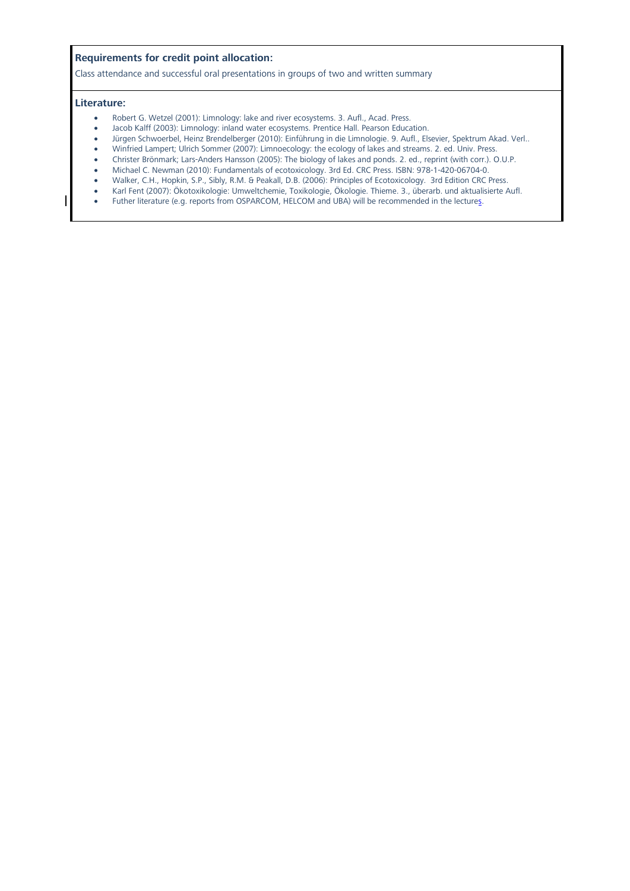**Requirements for credit point allocation:**

Class attendance and successful oral presentations in groups of two and written summary

**Literature:**

- Robert G. Wetzel (2001): Limnology: lake and river ecosystems. 3. Aufl., Acad. Press.
- Jacob Kalff (2003): Limnology: inland water ecosystems. Prentice Hall. Pearson Education.
- Jürgen Schwoerbel, Heinz Brendelberger (2010): Einführung in die Limnologie. 9. Aufl., Elsevier, Spektrum Akad. Verl..
- Winfried Lampert; Ulrich Sommer (2007): Limnoecology: the ecology of lakes and streams. 2. ed. Univ. Press.
- Christer Brönmark; Lars-Anders Hansson (2005): The biology of lakes and ponds. 2. ed., reprint (with corr.). O.U.P.
- Michael C. Newman (2010): Fundamentals of ecotoxicology. 3rd Ed. CRC Press. ISBN: 978-1-420-06704-0.
- Walker, C.H., Hopkin, S.P., Sibly, R.M. & Peakall, D.B. (2006): Principles of Ecotoxicology. 3rd Edition CRC Press.
- Karl Fent (2007): Ökotoxikologie: Umweltchemie, Toxikologie, Ökologie. Thieme. 3., überarb. und aktualisierte Aufl.
- Futher literature (e.g. reports from OSPARCOM, HELCOM and UBA) will be recommended in the lectures.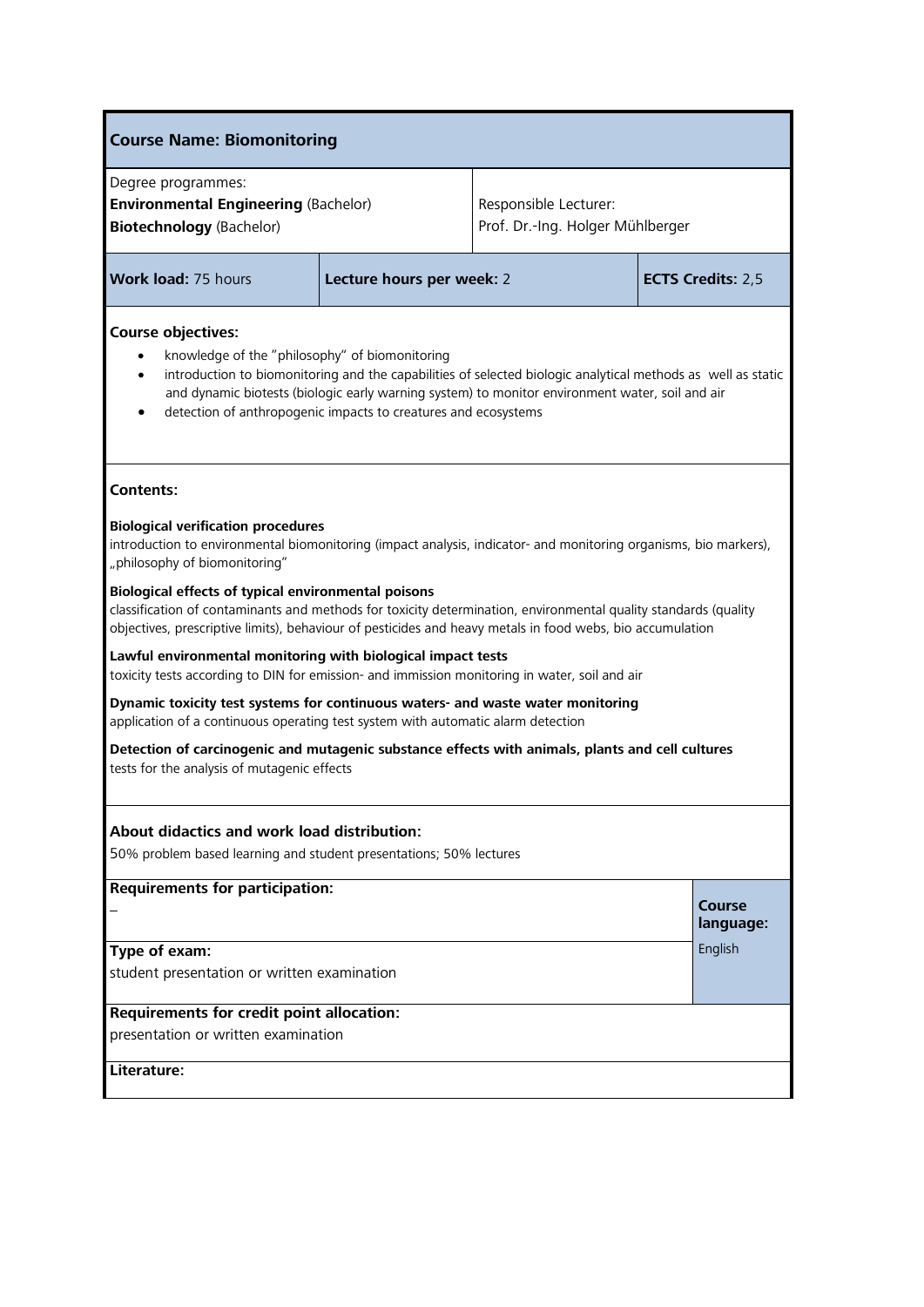## Course Name: Biomonitoring

| Degree programmes:<br>**Environmental Engineering** (Bachelor)<br>**Biotechnology** (Bachelor) | | Responsible Lecturer:<br>Prof. Dr.-Ing. Holger Mühlberger | |
|---|---|---|---|
| **Work load:** 75 hours | **Lecture hours per week:** 2 | | **ECTS Credits:** 2,5 |

**Course objectives:**

- knowledge of the "philosophy" of biomonitoring
- introduction to biomonitoring and the capabilities of selected biologic analytical methods as well as static and dynamic biotests (biologic early warning system) to monitor environment water, soil and air
- detection of anthropogenic impacts to creatures and ecosystems

**Contents:**

**Biological verification procedures**
introduction to environmental biomonitoring (impact analysis, indicator- and monitoring organisms, bio markers), „philosophy of biomonitoring"

**Biological effects of typical environmental poisons**
classification of contaminants and methods for toxicity determination, environmental quality standards (quality objectives, prescriptive limits), behaviour of pesticides and heavy metals in food webs, bio accumulation

**Lawful environmental monitoring with biological impact tests**
toxicity tests according to DIN for emission- and immission monitoring in water, soil and air

**Dynamic toxicity test systems for continuous waters- and waste water monitoring**
application of a continuous operating test system with automatic alarm detection

**Detection of carcinogenic and mutagenic substance effects with animals, plants and cell cultures**
tests for the analysis of mutagenic effects

**About didactics and work load distribution:**
50% problem based learning and student presentations; 50% lectures

**Requirements for participation:**
–

**Course language:** English

**Type of exam:**
student presentation or written examination

**Requirements for credit point allocation:**
presentation or written examination

**Literature:**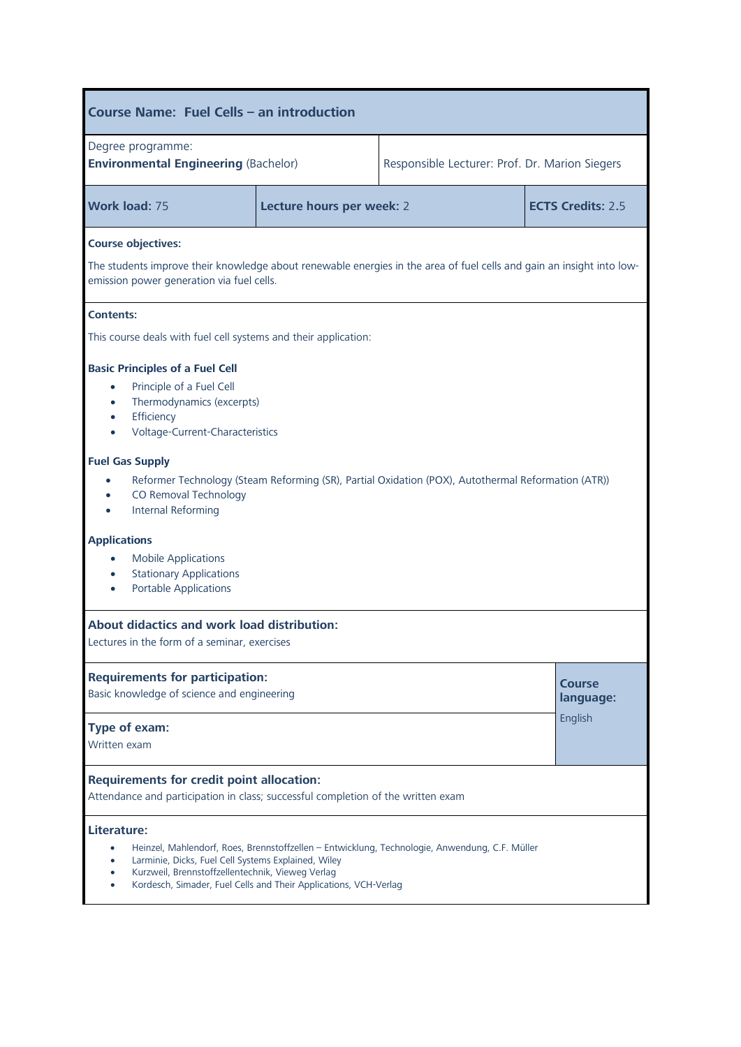## Course Name: Fuel Cells – an introduction

| Degree programme: **Environmental Engineering** (Bachelor) | Responsible Lecturer: Prof. Dr. Marion Siegers | |
|---|---|---|
| **Work load:** 75 | **Lecture hours per week:** 2 | **ECTS Credits:** 2.5 |

**Course objectives:**

The students improve their knowledge about renewable energies in the area of fuel cells and gain an insight into low-emission power generation via fuel cells.

**Contents:**

This course deals with fuel cell systems and their application:

**Basic Principles of a Fuel Cell**

- Principle of a Fuel Cell
- Thermodynamics (excerpts)
- Efficiency
- Voltage-Current-Characteristics

**Fuel Gas Supply**

- Reformer Technology (Steam Reforming (SR), Partial Oxidation (POX), Autothermal Reformation (ATR))
- CO Removal Technology
- Internal Reforming

**Applications**

- Mobile Applications
- Stationary Applications
- Portable Applications

**About didactics and work load distribution:**
Lectures in the form of a seminar, exercises

**Requirements for participation:**
Basic knowledge of science and engineering

**Type of exam:**
Written exam

**Course language:**
English

**Requirements for credit point allocation:**
Attendance and participation in class; successful completion of the written exam

**Literature:**

- Heinzel, Mahlendorf, Roes, Brennstoffzellen – Entwicklung, Technologie, Anwendung, C.F. Müller
- Larminie, Dicks, Fuel Cell Systems Explained, Wiley
- Kurzweil, Brennstoffzellentechnik, Vieweg Verlag
- Kordesch, Simader, Fuel Cells and Their Applications, VCH-Verlag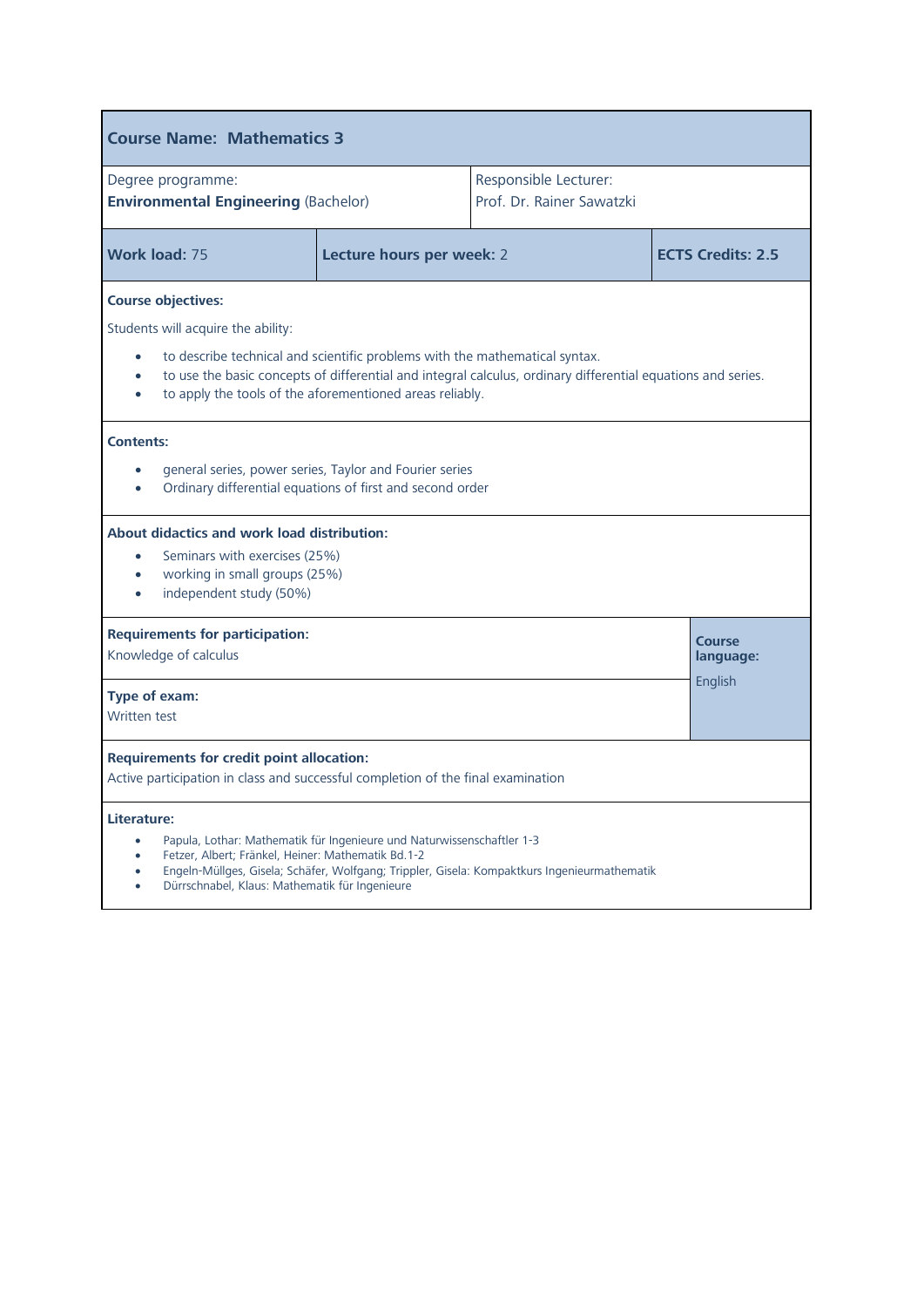## Course Name: Mathematics 3

| Degree programme: | Responsible Lecturer: |
|---|---|
| **Environmental Engineering** (Bachelor) | Prof. Dr. Rainer Sawatzki |

| **Work load:** 75 | **Lecture hours per week:** 2 | **ECTS Credits: 2.5** |
|---|---|---|

**Course objectives:**

Students will acquire the ability:

- to describe technical and scientific problems with the mathematical syntax.
- to use the basic concepts of differential and integral calculus, ordinary differential equations and series.
- to apply the tools of the aforementioned areas reliably.

**Contents:**

- general series, power series, Taylor and Fourier series
- Ordinary differential equations of first and second order

**About didactics and work load distribution:**

- Seminars with exercises (25%)
- working in small groups (25%)
- independent study (50%)

**Requirements for participation:**
Knowledge of calculus

**Course language:**
English

**Type of exam:**
Written test

**Requirements for credit point allocation:**
Active participation in class and successful completion of the final examination

**Literature:**

- Papula, Lothar: Mathematik für Ingenieure und Naturwissenschaftler 1-3
- Fetzer, Albert; Fränkel, Heiner: Mathematik Bd.1-2
- Engeln-Müllges, Gisela; Schäfer, Wolfgang; Trippler, Gisela: Kompaktkurs Ingenieurmathematik
- Dürrschnabel, Klaus: Mathematik für Ingenieure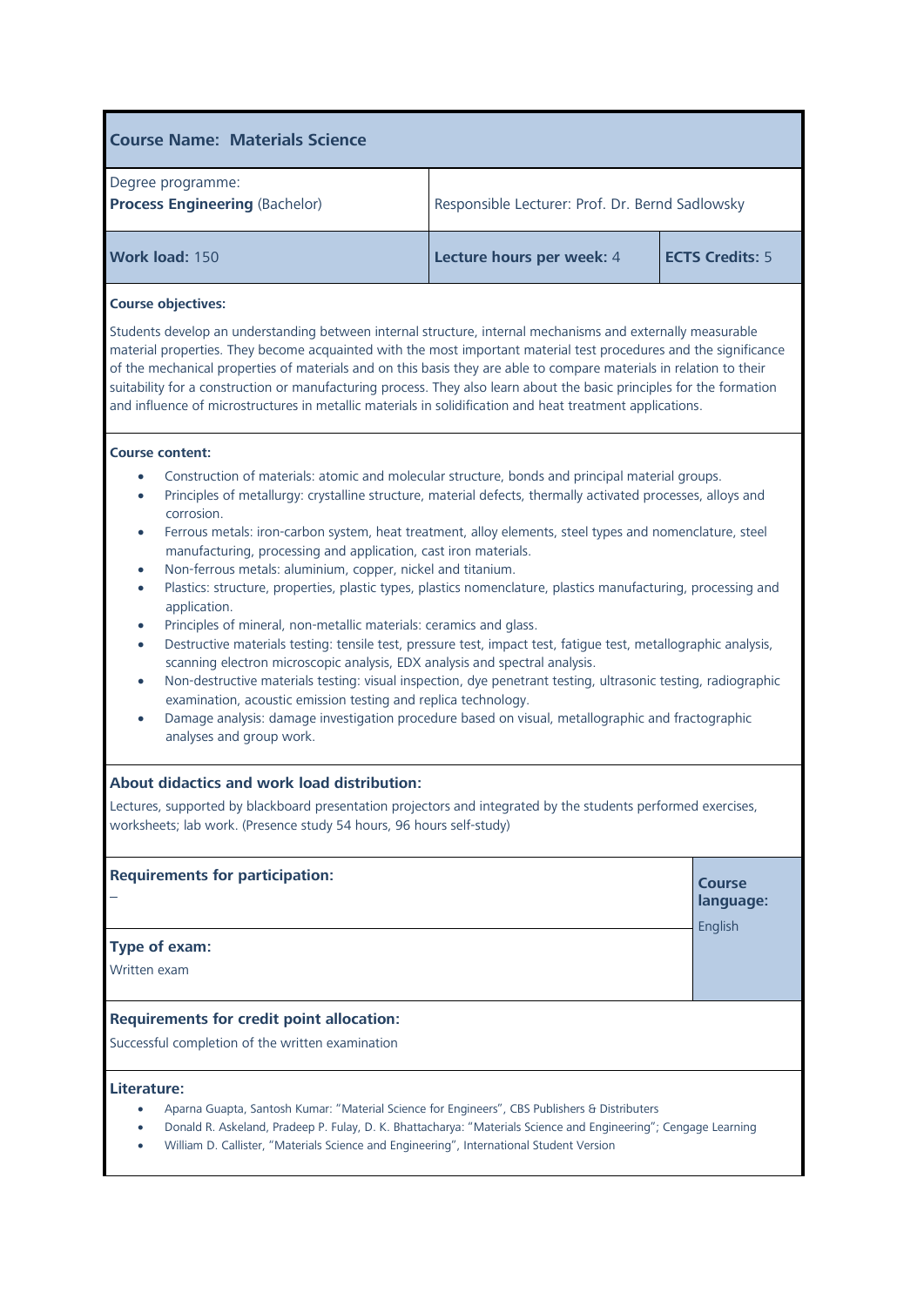## Course Name: Materials Science

| Degree programme: **Process Engineering** (Bachelor) | Responsible Lecturer: Prof. Dr. Bernd Sadlowsky | |
|---|---|---|
| **Work load:** 150 | **Lecture hours per week:** 4 | **ECTS Credits:** 5 |

**Course objectives:**

Students develop an understanding between internal structure, internal mechanisms and externally measurable material properties. They become acquainted with the most important material test procedures and the significance of the mechanical properties of materials and on this basis they are able to compare materials in relation to their suitability for a construction or manufacturing process. They also learn about the basic principles for the formation and influence of microstructures in metallic materials in solidification and heat treatment applications.

**Course content:**

- Construction of materials: atomic and molecular structure, bonds and principal material groups.
- Principles of metallurgy: crystalline structure, material defects, thermally activated processes, alloys and corrosion.
- Ferrous metals: iron-carbon system, heat treatment, alloy elements, steel types and nomenclature, steel manufacturing, processing and application, cast iron materials.
- Non-ferrous metals: aluminium, copper, nickel and titanium.
- Plastics: structure, properties, plastic types, plastics nomenclature, plastics manufacturing, processing and application.
- Principles of mineral, non-metallic materials: ceramics and glass.
- Destructive materials testing: tensile test, pressure test, impact test, fatigue test, metallographic analysis, scanning electron microscopic analysis, EDX analysis and spectral analysis.
- Non-destructive materials testing: visual inspection, dye penetrant testing, ultrasonic testing, radiographic examination, acoustic emission testing and replica technology.
- Damage analysis: damage investigation procedure based on visual, metallographic and fractographic analyses and group work.

**About didactics and work load distribution:**

Lectures, supported by blackboard presentation projectors and integrated by the students performed exercises, worksheets; lab work. (Presence study 54 hours, 96 hours self-study)

**Requirements for participation:**

–

**Course language:** English

**Type of exam:**

Written exam

**Requirements for credit point allocation:**

Successful completion of the written examination

**Literature:**

- Aparna Guapta, Santosh Kumar: "Material Science for Engineers", CBS Publishers & Distributers
- Donald R. Askeland, Pradeep P. Fulay, D. K. Bhattacharya: "Materials Science and Engineering"; Cengage Learning
- William D. Callister, "Materials Science and Engineering", International Student Version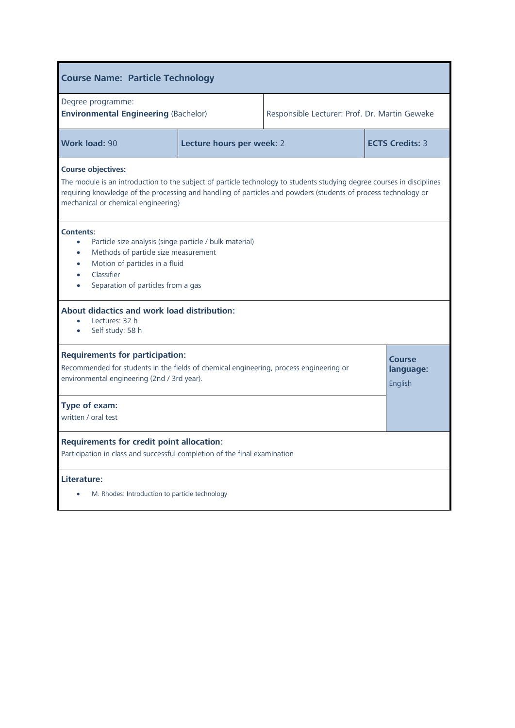## Course Name: Particle Technology

| Degree programme: **Environmental Engineering** (Bachelor) | Responsible Lecturer: Prof. Dr. Martin Geweke | |
|---|---|---|
| **Work load:** 90 | **Lecture hours per week:** 2 | **ECTS Credits:** 3 |

**Course objectives:**

The module is an introduction to the subject of particle technology to students studying degree courses in disciplines requiring knowledge of the processing and handling of particles and powders (students of process technology or mechanical or chemical engineering)

**Contents:**

- Particle size analysis (singe particle / bulk material)
- Methods of particle size measurement
- Motion of particles in a fluid
- Classifier
- Separation of particles from a gas

**About didactics and work load distribution:**

- Lectures: 32 h
- Self study: 58 h

**Requirements for participation:**

Recommended for students in the fields of chemical engineering, process engineering or environmental engineering (2nd / 3rd year).

**Course language:** English

**Type of exam:**

written / oral test

**Requirements for credit point allocation:**

Participation in class and successful completion of the final examination

**Literature:**

- M. Rhodes: Introduction to particle technology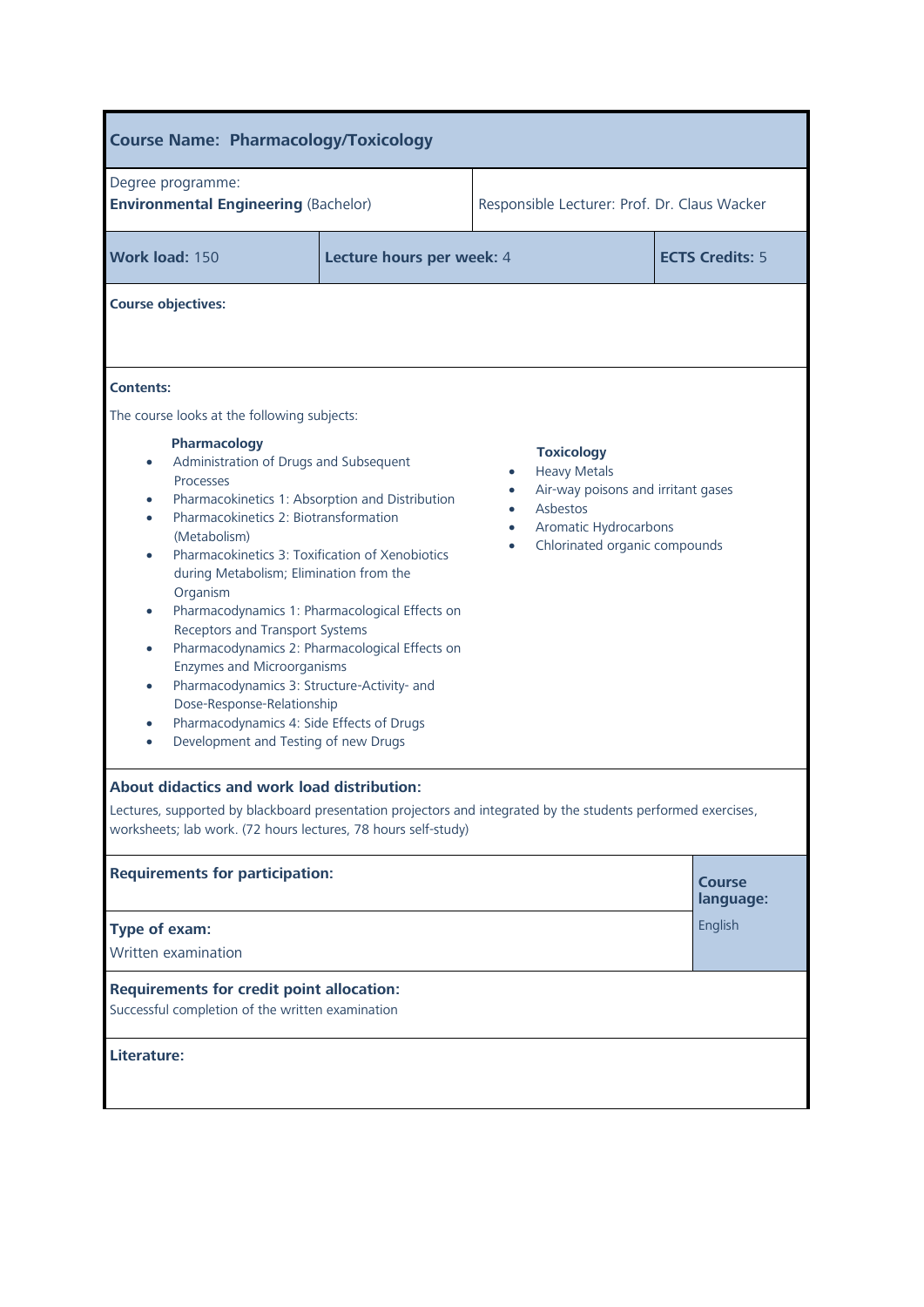## Course Name: Pharmacology/Toxicology

| Degree programme: **Environmental Engineering** (Bachelor) | Responsible Lecturer: Prof. Dr. Claus Wacker | |
|---|---|---|
| **Work load:** 150 | **Lecture hours per week:** 4 | **ECTS Credits:** 5 |

**Course objectives:**

**Contents:**

The course looks at the following subjects:

**Pharmacology**

- Administration of Drugs and Subsequent Processes
- Pharmacokinetics 1: Absorption and Distribution
- Pharmacokinetics 2: Biotransformation (Metabolism)
- Pharmacokinetics 3: Toxification of Xenobiotics during Metabolism; Elimination from the Organism
- Pharmacodynamics 1: Pharmacological Effects on Receptors and Transport Systems
- Pharmacodynamics 2: Pharmacological Effects on Enzymes and Microorganisms
- Pharmacodynamics 3: Structure-Activity- and Dose-Response-Relationship
- Pharmacodynamics 4: Side Effects of Drugs
- Development and Testing of new Drugs

**Toxicology**

- Heavy Metals
- Air-way poisons and irritant gases
- Asbestos
- Aromatic Hydrocarbons
- Chlorinated organic compounds

**About didactics and work load distribution:**

Lectures, supported by blackboard presentation projectors and integrated by the students performed exercises, worksheets; lab work. (72 hours lectures, 78 hours self-study)

**Requirements for participation:**

**Type of exam:**

Written examination

**Course language:**

English

**Requirements for credit point allocation:**

Successful completion of the written examination

**Literature:**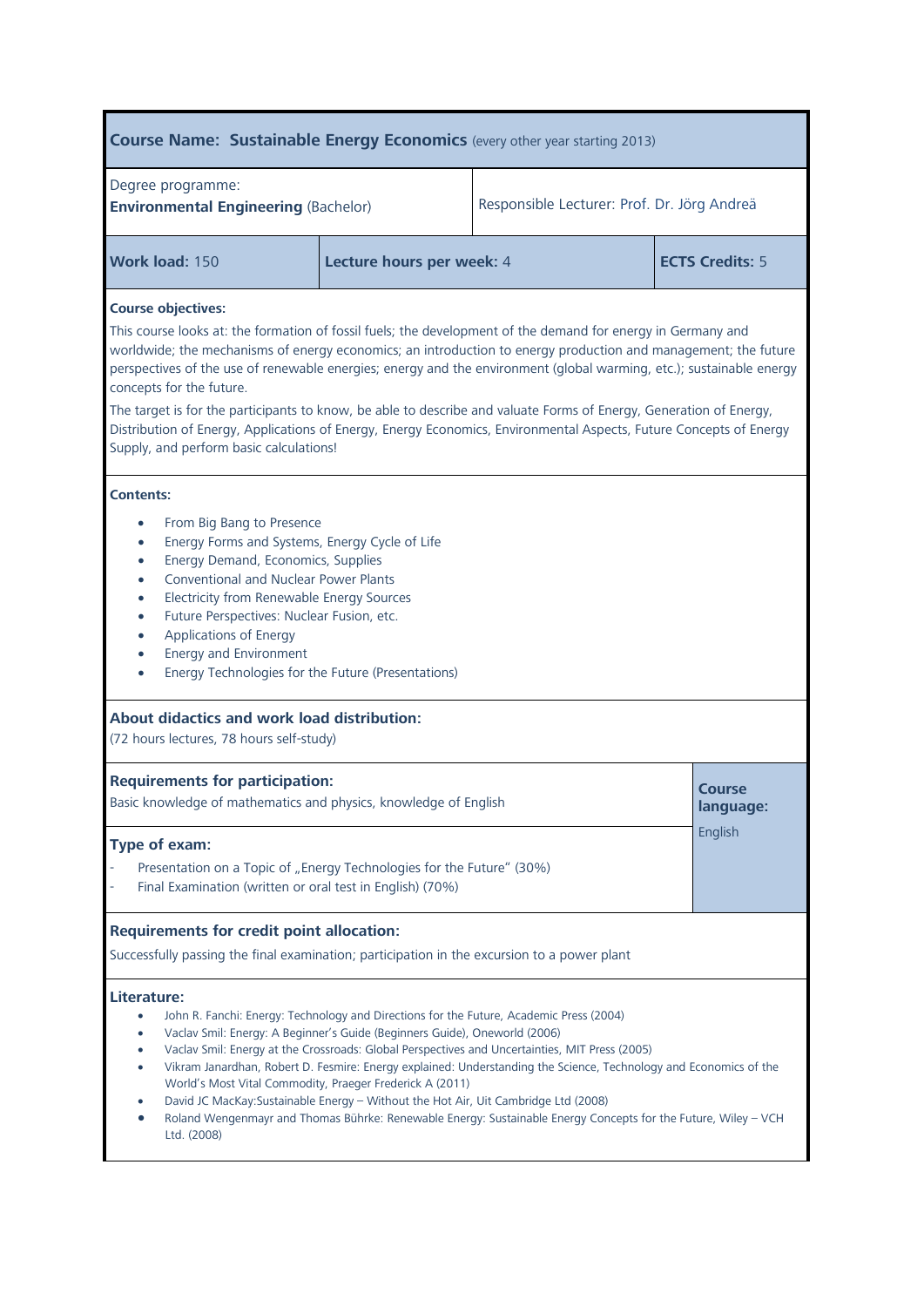**Course Name: Sustainable Energy Economics** (every other year starting 2013)

| | |
|---|---|
| Degree programme:<br>**Environmental Engineering** (Bachelor) | Responsible Lecturer: Prof. Dr. Jörg Andreä |

| | | |
|---|---|---|
| **Work load:** 150 | **Lecture hours per week:** 4 | **ECTS Credits:** 5 |

**Course objectives:**

This course looks at: the formation of fossil fuels; the development of the demand for energy in Germany and worldwide; the mechanisms of energy economics; an introduction to energy production and management; the future perspectives of the use of renewable energies; energy and the environment (global warming, etc.); sustainable energy concepts for the future.

The target is for the participants to know, be able to describe and valuate Forms of Energy, Generation of Energy, Distribution of Energy, Applications of Energy, Energy Economics, Environmental Aspects, Future Concepts of Energy Supply, and perform basic calculations!

**Contents:**

- From Big Bang to Presence
- Energy Forms and Systems, Energy Cycle of Life
- Energy Demand, Economics, Supplies
- Conventional and Nuclear Power Plants
- Electricity from Renewable Energy Sources
- Future Perspectives: Nuclear Fusion, etc.
- Applications of Energy
- Energy and Environment
- Energy Technologies for the Future (Presentations)

**About didactics and work load distribution:**

(72 hours lectures, 78 hours self-study)

**Requirements for participation:**

Basic knowledge of mathematics and physics, knowledge of English

**Course language:** English

**Type of exam:**

- Presentation on a Topic of „Energy Technologies for the Future" (30%)
- Final Examination (written or oral test in English) (70%)

**Requirements for credit point allocation:**

Successfully passing the final examination; participation in the excursion to a power plant

**Literature:**

- John R. Fanchi: Energy: Technology and Directions for the Future, Academic Press (2004)
- Vaclav Smil: Energy: A Beginner's Guide (Beginners Guide), Oneworld (2006)
- Vaclav Smil: Energy at the Crossroads: Global Perspectives and Uncertainties, MIT Press (2005)
- Vikram Janardhan, Robert D. Fesmire: Energy explained: Understanding the Science, Technology and Economics of the World's Most Vital Commodity, Praeger Frederick A (2011)
- David JC MacKay:Sustainable Energy – Without the Hot Air, Uit Cambridge Ltd (2008)
- Roland Wengenmayr and Thomas Bührke: Renewable Energy: Sustainable Energy Concepts for the Future, Wiley – VCH Ltd. (2008)